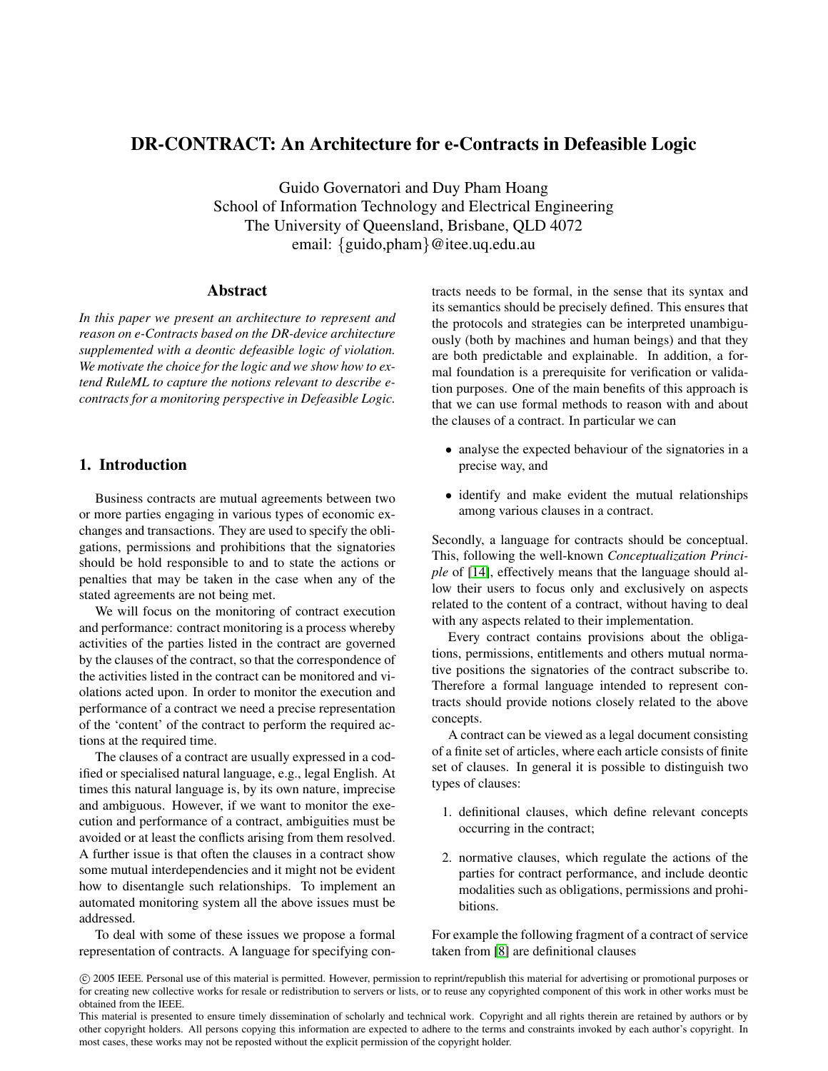# DR-CONTRACT: An Architecture for e-Contracts in Defeasible Logic

Guido Governatori and Duy Pham Hoang
School of Information Technology and Electrical Engineering
The University of Queensland, Brisbane, QLD 4072
email: {guido,pham}@itee.uq.edu.au

## Abstract

*In this paper we present an architecture to represent and reason on e-Contracts based on the DR-device architecture supplemented with a deontic defeasible logic of violation. We motivate the choice for the logic and we show how to extend RuleML to capture the notions relevant to describe e-contracts for a monitoring perspective in Defeasible Logic.*

## 1. Introduction

Business contracts are mutual agreements between two or more parties engaging in various types of economic exchanges and transactions. They are used to specify the obligations, permissions and prohibitions that the signatories should be hold responsible to and to state the actions or penalties that may be taken in the case when any of the stated agreements are not being met.

We will focus on the monitoring of contract execution and performance: contract monitoring is a process whereby activities of the parties listed in the contract are governed by the clauses of the contract, so that the correspondence of the activities listed in the contract can be monitored and violations acted upon. In order to monitor the execution and performance of a contract we need a precise representation of the 'content' of the contract to perform the required actions at the required time.

The clauses of a contract are usually expressed in a codified or specialised natural language, e.g., legal English. At times this natural language is, by its own nature, imprecise and ambiguous. However, if we want to monitor the execution and performance of a contract, ambiguities must be avoided or at least the conflicts arising from them resolved. A further issue is that often the clauses in a contract show some mutual interdependencies and it might not be evident how to disentangle such relationships. To implement an automated monitoring system all the above issues must be addressed.

To deal with some of these issues we propose a formal representation of contracts. A language for specifying contracts needs to be formal, in the sense that its syntax and its semantics should be precisely defined. This ensures that the protocols and strategies can be interpreted unambiguously (both by machines and human beings) and that they are both predictable and explainable. In addition, a formal foundation is a prerequisite for verification or validation purposes. One of the main benefits of this approach is that we can use formal methods to reason with and about the clauses of a contract. In particular we can

- analyse the expected behaviour of the signatories in a precise way, and
- identify and make evident the mutual relationships among various clauses in a contract.

Secondly, a language for contracts should be conceptual. This, following the well-known *Conceptualization Principle* of [14], effectively means that the language should allow their users to focus only and exclusively on aspects related to the content of a contract, without having to deal with any aspects related to their implementation.

Every contract contains provisions about the obligations, permissions, entitlements and others mutual normative positions the signatories of the contract subscribe to. Therefore a formal language intended to represent contracts should provide notions closely related to the above concepts.

A contract can be viewed as a legal document consisting of a finite set of articles, where each article consists of finite set of clauses. In general it is possible to distinguish two types of clauses:

1. definitional clauses, which define relevant concepts occurring in the contract;
2. normative clauses, which regulate the actions of the parties for contract performance, and include deontic modalities such as obligations, permissions and prohibitions.

For example the following fragment of a contract of service taken from [8] are definitional clauses

© 2005 IEEE. Personal use of this material is permitted. However, permission to reprint/republish this material for advertising or promotional purposes or for creating new collective works for resale or redistribution to servers or lists, or to reuse any copyrighted component of this work in other works must be obtained from the IEEE.
This material is presented to ensure timely dissemination of scholarly and technical work. Copyright and all rights therein are retained by authors or by other copyright holders. All persons copying this information are expected to adhere to the terms and constraints invoked by each author's copyright. In most cases, these works may not be reposted without the explicit permission of the copyright holder.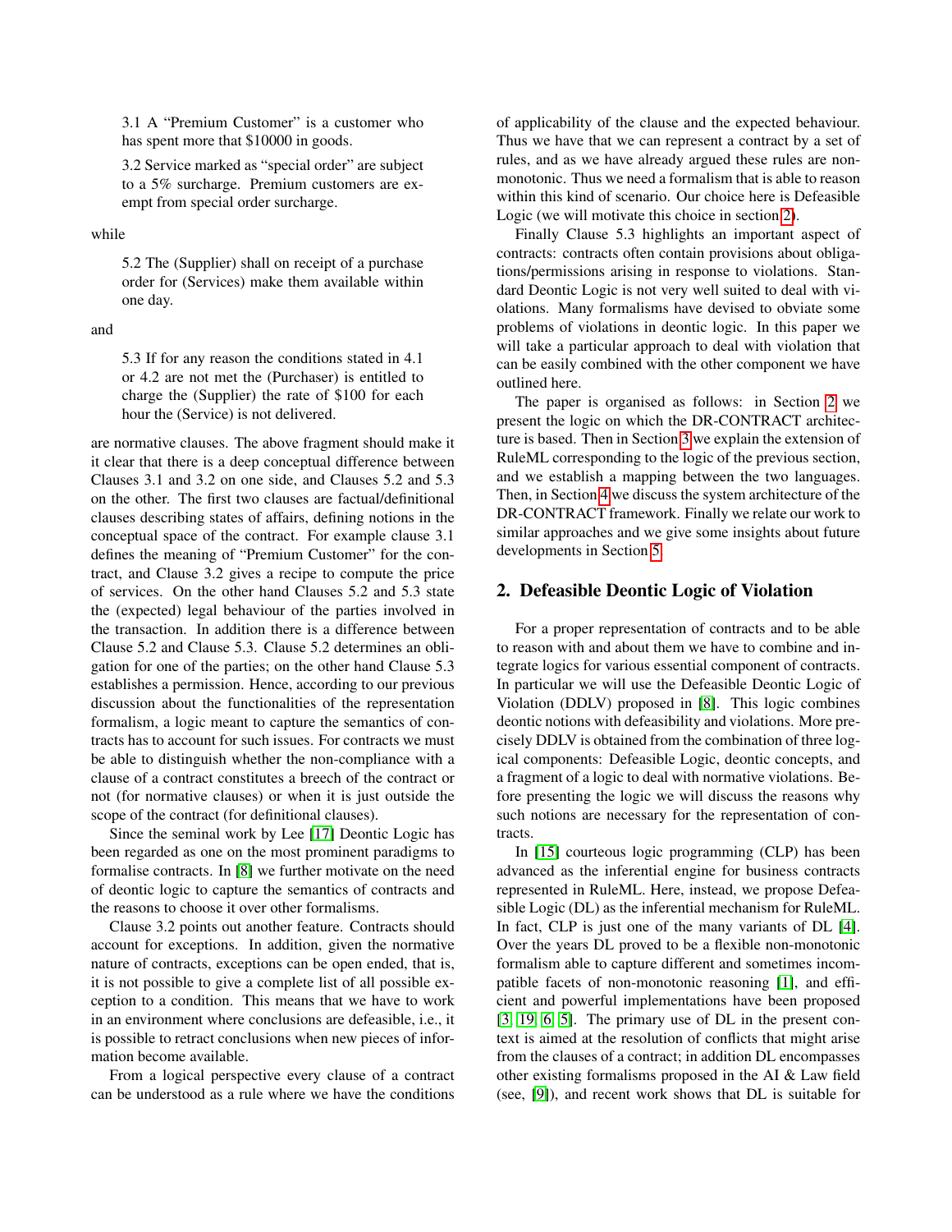> 3.1 A "Premium Customer" is a customer who has spent more that $10000 in goods.
>
> 3.2 Service marked as "special order" are subject to a 5% surcharge. Premium customers are exempt from special order surcharge.

while

> 5.2 The (Supplier) shall on receipt of a purchase order for (Services) make them available within one day.

and

> 5.3 If for any reason the conditions stated in 4.1 or 4.2 are not met the (Purchaser) is entitled to charge the (Supplier) the rate of $100 for each hour the (Service) is not delivered.

are normative clauses. The above fragment should make it it clear that there is a deep conceptual difference between Clauses 3.1 and 3.2 on one side, and Clauses 5.2 and 5.3 on the other. The first two clauses are factual/definitional clauses describing states of affairs, defining notions in the conceptual space of the contract. For example clause 3.1 defines the meaning of "Premium Customer" for the contract, and Clause 3.2 gives a recipe to compute the price of services. On the other hand Clauses 5.2 and 5.3 state the (expected) legal behaviour of the parties involved in the transaction. In addition there is a difference between Clause 5.2 and Clause 5.3. Clause 5.2 determines an obligation for one of the parties; on the other hand Clause 5.3 establishes a permission. Hence, according to our previous discussion about the functionalities of the representation formalism, a logic meant to capture the semantics of contracts has to account for such issues. For contracts we must be able to distinguish whether the non-compliance with a clause of a contract constitutes a breech of the contract or not (for normative clauses) or when it is just outside the scope of the contract (for definitional clauses).

Since the seminal work by Lee [17] Deontic Logic has been regarded as one on the most prominent paradigms to formalise contracts. In [8] we further motivate on the need of deontic logic to capture the semantics of contracts and the reasons to choose it over other formalisms.

Clause 3.2 points out another feature. Contracts should account for exceptions. In addition, given the normative nature of contracts, exceptions can be open ended, that is, it is not possible to give a complete list of all possible exception to a condition. This means that we have to work in an environment where conclusions are defeasible, i.e., it is possible to retract conclusions when new pieces of information become available.

From a logical perspective every clause of a contract can be understood as a rule where we have the conditions of applicability of the clause and the expected behaviour. Thus we have that we can represent a contract by a set of rules, and as we have already argued these rules are non-monotonic. Thus we need a formalism that is able to reason within this kind of scenario. Our choice here is Defeasible Logic (we will motivate this choice in section 2).

Finally Clause 5.3 highlights an important aspect of contracts: contracts often contain provisions about obligations/permissions arising in response to violations. Standard Deontic Logic is not very well suited to deal with violations. Many formalisms have devised to obviate some problems of violations in deontic logic. In this paper we will take a particular approach to deal with violation that can be easily combined with the other component we have outlined here.

The paper is organised as follows: in Section 2 we present the logic on which the DR-CONTRACT architecture is based. Then in Section 3 we explain the extension of RuleML corresponding to the logic of the previous section, and we establish a mapping between the two languages. Then, in Section 4 we discuss the system architecture of the DR-CONTRACT framework. Finally we relate our work to similar approaches and we give some insights about future developments in Section 5.

## 2. Defeasible Deontic Logic of Violation

For a proper representation of contracts and to be able to reason with and about them we have to combine and integrate logics for various essential component of contracts. In particular we will use the Defeasible Deontic Logic of Violation (DDLV) proposed in [8]. This logic combines deontic notions with defeasibility and violations. More precisely DDLV is obtained from the combination of three logical components: Defeasible Logic, deontic concepts, and a fragment of a logic to deal with normative violations. Before presenting the logic we will discuss the reasons why such notions are necessary for the representation of contracts.

In [15] courteous logic programming (CLP) has been advanced as the inferential engine for business contracts represented in RuleML. Here, instead, we propose Defeasible Logic (DL) as the inferential mechanism for RuleML. In fact, CLP is just one of the many variants of DL [4]. Over the years DL proved to be a flexible non-monotonic formalism able to capture different and sometimes incompatible facets of non-monotonic reasoning [1], and efficient and powerful implementations have been proposed [3, 19, 6, 5]. The primary use of DL in the present context is aimed at the resolution of conflicts that might arise from the clauses of a contract; in addition DL encompasses other existing formalisms proposed in the AI & Law field (see, [9]), and recent work shows that DL is suitable for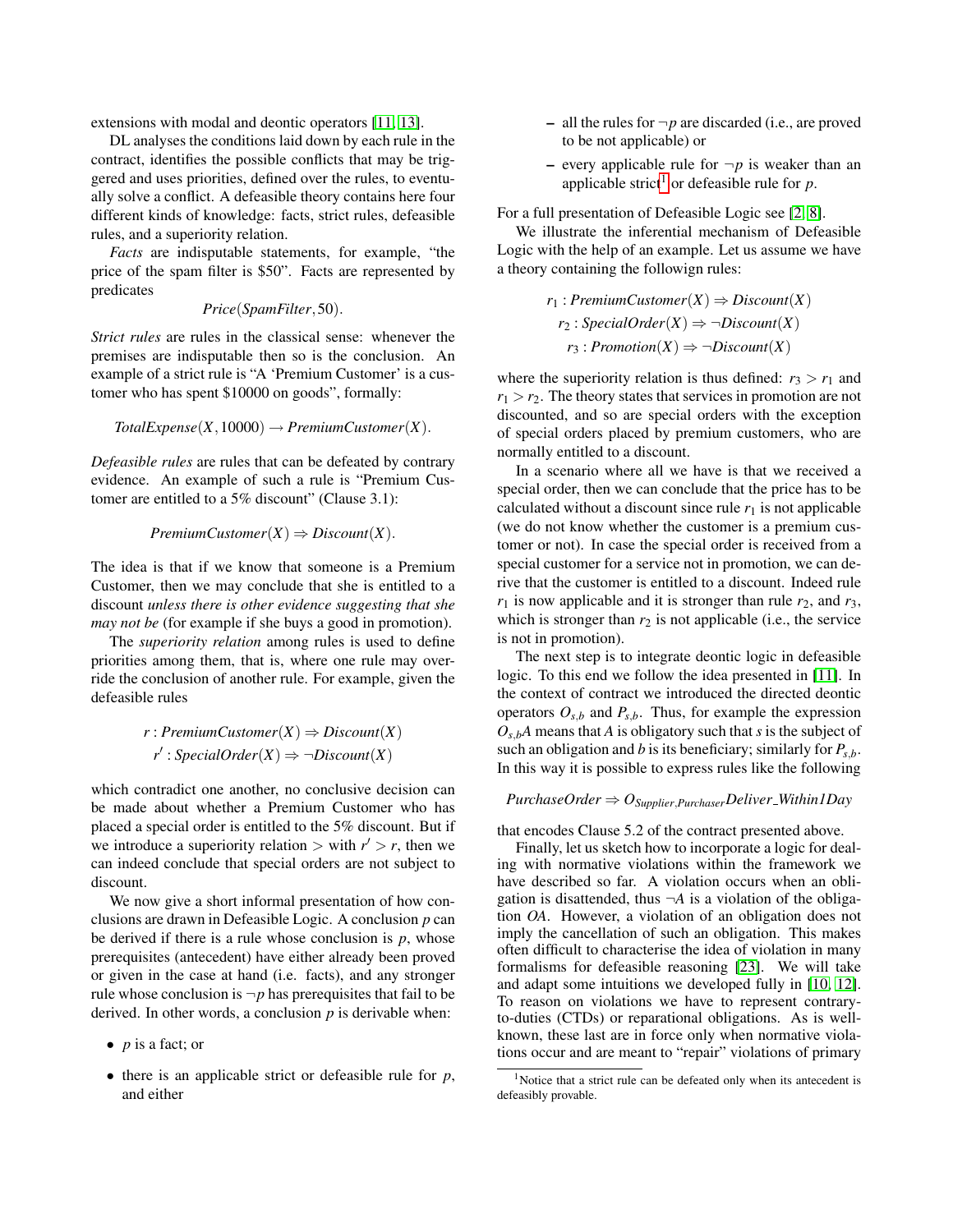extensions with modal and deontic operators [11, 13].

DL analyses the conditions laid down by each rule in the contract, identifies the possible conflicts that may be triggered and uses priorities, defined over the rules, to eventually solve a conflict. A defeasible theory contains here four different kinds of knowledge: facts, strict rules, defeasible rules, and a superiority relation.

*Facts* are indisputable statements, for example, "the price of the spam filter is \$50". Facts are represented by predicates

$$Price(SpamFilter, 50).$$

*Strict rules* are rules in the classical sense: whenever the premises are indisputable then so is the conclusion. An example of a strict rule is "A 'Premium Customer' is a customer who has spent \$10000 on goods", formally:

$$TotalExpense(X, 10000) \rightarrow PremiumCustomer(X).$$

*Defeasible rules* are rules that can be defeated by contrary evidence. An example of such a rule is "Premium Customer are entitled to a 5% discount" (Clause 3.1):

$$PremiumCustomer(X) \Rightarrow Discount(X).$$

The idea is that if we know that someone is a Premium Customer, then we may conclude that she is entitled to a discount *unless there is other evidence suggesting that she may not be* (for example if she buys a good in promotion).

The *superiority relation* among rules is used to define priorities among them, that is, where one rule may override the conclusion of another rule. For example, given the defeasible rules

$$r : PremiumCustomer(X) \Rightarrow Discount(X)$$
$$r' : SpecialOrder(X) \Rightarrow \neg Discount(X)$$

which contradict one another, no conclusive decision can be made about whether a Premium Customer who has placed a special order is entitled to the 5% discount. But if we introduce a superiority relation $>$ with $r' > r$, then we can indeed conclude that special orders are not subject to discount.

We now give a short informal presentation of how conclusions are drawn in Defeasible Logic. A conclusion $p$ can be derived if there is a rule whose conclusion is $p$, whose prerequisites (antecedent) have either already been proved or given in the case at hand (i.e. facts), and any stronger rule whose conclusion is $\neg p$ has prerequisites that fail to be derived. In other words, a conclusion $p$ is derivable when:

- $p$ is a fact; or
- there is an applicable strict or defeasible rule for $p$, and either
  - all the rules for $\neg p$ are discarded (i.e., are proved to be not applicable) or
  - every applicable rule for $\neg p$ is weaker than an applicable strict[1] or defeasible rule for $p$.

For a full presentation of Defeasible Logic see [2, 8].

We illustrate the inferential mechanism of Defeasible Logic with the help of an example. Let us assume we have a theory containing the followign rules:

$$r_1 : PremiumCustomer(X) \Rightarrow Discount(X)$$
$$r_2 : SpecialOrder(X) \Rightarrow \neg Discount(X)$$
$$r_3 : Promotion(X) \Rightarrow \neg Discount(X)$$

where the superiority relation is thus defined: $r_3 > r_1$ and $r_1 > r_2$. The theory states that services in promotion are not discounted, and so are special orders with the exception of special orders placed by premium customers, who are normally entitled to a discount.

In a scenario where all we have is that we received a special order, then we can conclude that the price has to be calculated without a discount since rule $r_1$ is not applicable (we do not know whether the customer is a premium customer or not). In case the special order is received from a special customer for a service not in promotion, we can derive that the customer is entitled to a discount. Indeed rule $r_1$ is now applicable and it is stronger than rule $r_2$, and $r_3$, which is stronger than $r_2$ is not applicable (i.e., the service is not in promotion).

The next step is to integrate deontic logic in defeasible logic. To this end we follow the idea presented in [11]. In the context of contract we introduced the directed deontic operators $O_{s,b}$ and $P_{s,b}$. Thus, for example the expression $O_{s,b}A$ means that $A$ is obligatory such that $s$ is the subject of such an obligation and $b$ is its beneficiary; similarly for $P_{s,b}$. In this way it is possible to express rules like the following

$$PurchaseOrder \Rightarrow O_{Supplier,Purchaser}Deliver\_Within1Day$$

that encodes Clause 5.2 of the contract presented above.

Finally, let us sketch how to incorporate a logic for dealing with normative violations within the framework we have described so far. A violation occurs when an obligation is disattended, thus $\neg A$ is a violation of the obligation $OA$. However, a violation of an obligation does not imply the cancellation of such an obligation. This makes often difficult to characterise the idea of violation in many formalisms for defeasible reasoning [23]. We will take and adapt some intuitions we developed fully in [10, 12]. To reason on violations we have to represent contrary-to-duties (CTDs) or reparational obligations. As is well-known, these last are in force only when normative violations occur and are meant to "repair" violations of primary

[1] Notice that a strict rule can be defeated only when its antecedent is defeasibly provable.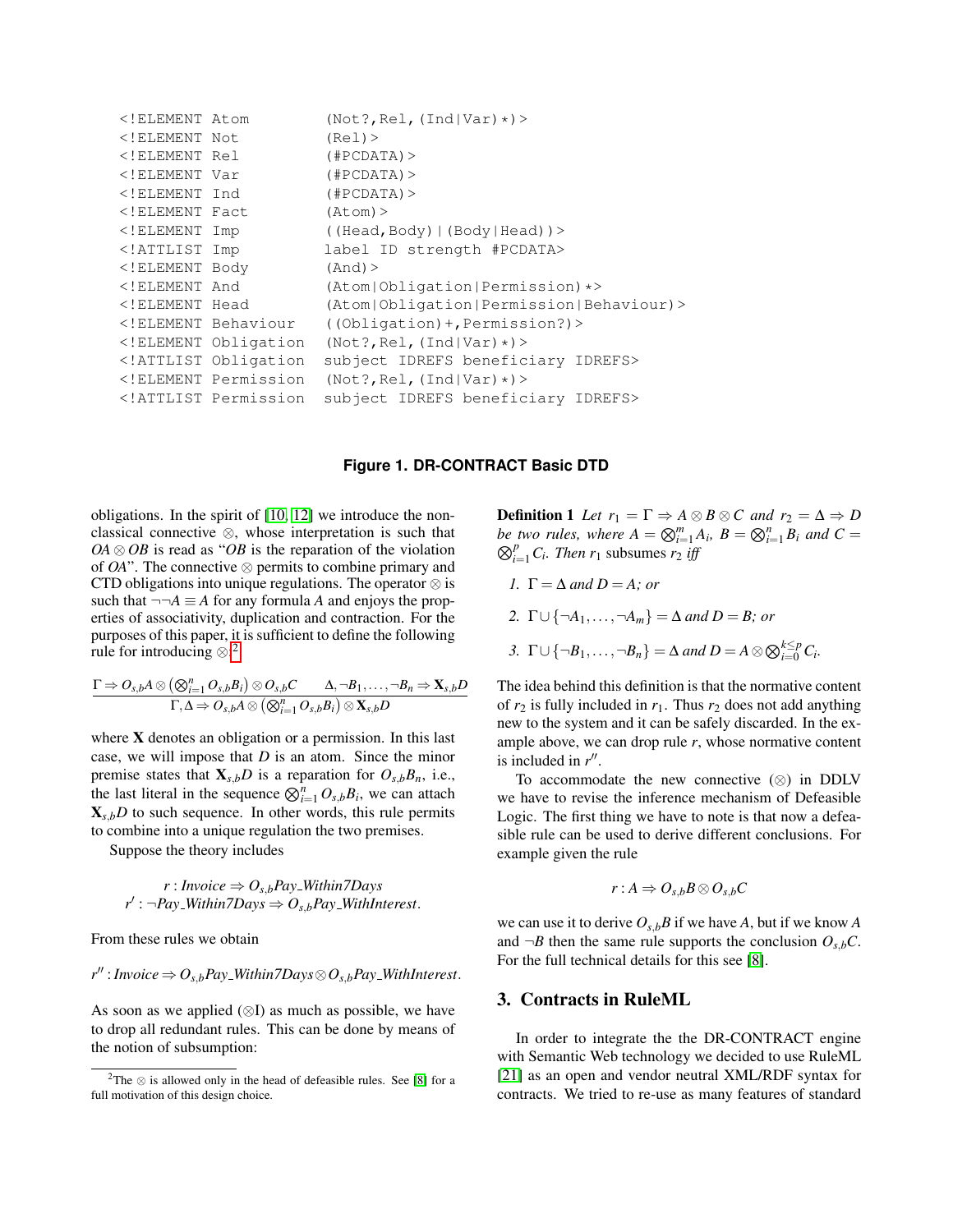```
<!ELEMENT Atom        (Not?,Rel,(Ind|Var)*)>
<!ELEMENT Not         (Rel)>
<!ELEMENT Rel         (#PCDATA)>
<!ELEMENT Var         (#PCDATA)>
<!ELEMENT Ind         (#PCDATA)>
<!ELEMENT Fact        (Atom)>
<!ELEMENT Imp         ((Head,Body)|(Body|Head))>
<!ATTLIST Imp         label ID strength #PCDATA>
<!ELEMENT Body        (And)>
<!ELEMENT And         (Atom|Obligation|Permission)*>
<!ELEMENT Head        (Atom|Obligation|Permission|Behaviour)>
<!ELEMENT Behaviour   ((Obligation)+,Permission?)>
<!ELEMENT Obligation  (Not?,Rel,(Ind|Var)*)>
<!ATTLIST Obligation  subject IDREFS beneficiary IDREFS>
<!ELEMENT Permission  (Not?,Rel,(Ind|Var)*)>
<!ATTLIST Permission  subject IDREFS beneficiary IDREFS>
```

**Figure 1. DR-CONTRACT Basic DTD**

obligations. In the spirit of [10, 12] we introduce the non-classical connective $\otimes$, whose interpretation is such that $OA \otimes OB$ is read as "$OB$ is the reparation of the violation of $OA$". The connective $\otimes$ permits to combine primary and CTD obligations into unique regulations. The operator $\otimes$ is such that $\neg\neg A \equiv A$ for any formula $A$ and enjoys the properties of associativity, duplication and contraction. For the purposes of this paper, it is sufficient to define the following rule for introducing $\otimes$:[2]

$$\frac{\Gamma \Rightarrow O_{s,b}A \otimes \left(\bigotimes_{i=1}^{n} O_{s,b}B_i\right) \otimes O_{s,b}C \qquad \Delta, \neg B_1, \ldots, \neg B_n \Rightarrow \mathbf{X}_{s,b}D}{\Gamma, \Delta \Rightarrow O_{s,b}A \otimes \left(\bigotimes_{i=1}^{n} O_{s,b}B_i\right) \otimes \mathbf{X}_{s,b}D}$$

where $\mathbf{X}$ denotes an obligation or a permission. In this last case, we will impose that $D$ is an atom. Since the minor premise states that $\mathbf{X}_{s,b}D$ is a reparation for $O_{s,b}B_n$, i.e., the last literal in the sequence $\bigotimes_{i=1}^{n} O_{s,b}B_i$, we can attach $\mathbf{X}_{s,b}D$ to such sequence. In other words, this rule permits to combine into a unique regulation the two premises.

Suppose the theory includes

$$r : Invoice \Rightarrow O_{s,b}Pay\_Within7Days$$
$$r' : \neg Pay\_Within7Days \Rightarrow O_{s,b}Pay\_WithInterest.$$

From these rules we obtain

$$r'' : Invoice \Rightarrow O_{s,b}Pay\_Within7Days \otimes O_{s,b}Pay\_WithInterest.$$

As soon as we applied ($\otimes$I) as much as possible, we have to drop all redundant rules. This can be done by means of the notion of subsumption:

**Definition 1** *Let $r_1 = \Gamma \Rightarrow A \otimes B \otimes C$ and $r_2 = \Delta \Rightarrow D$ be two rules, where $A = \bigotimes_{i=1}^{m} A_i$, $B = \bigotimes_{i=1}^{n} B_i$ and $C = \bigotimes_{i=1}^{p} C_i$. Then $r_1$ subsumes $r_2$ iff*

1. *$\Gamma = \Delta$ and $D = A$; or*
2. *$\Gamma \cup \{\neg A_1, \ldots, \neg A_m\} = \Delta$ and $D = B$; or*
3. *$\Gamma \cup \{\neg B_1, \ldots, \neg B_n\} = \Delta$ and $D = A \otimes \bigotimes_{i=0}^{k \leq p} C_i$.*

The idea behind this definition is that the normative content of $r_2$ is fully included in $r_1$. Thus $r_2$ does not add anything new to the system and it can be safely discarded. In the example above, we can drop rule $r$, whose normative content is included in $r''$.

To accommodate the new connective ($\otimes$) in DDLV we have to revise the inference mechanism of Defeasible Logic. The first thing we have to note is that now a defeasible rule can be used to derive different conclusions. For example given the rule

$$r : A \Rightarrow O_{s,b}B \otimes O_{s,b}C$$

we can use it to derive $O_{s,b}B$ if we have $A$, but if we know $A$ and $\neg B$ then the same rule supports the conclusion $O_{s,b}C$. For the full technical details for this see [8].

## 3. Contracts in RuleML

In order to integrate the the DR-CONTRACT engine with Semantic Web technology we decided to use RuleML [21] as an open and vendor neutral XML/RDF syntax for contracts. We tried to re-use as many features of standard

[2] The $\otimes$ is allowed only in the head of defeasible rules. See [8] for a full motivation of this design choice.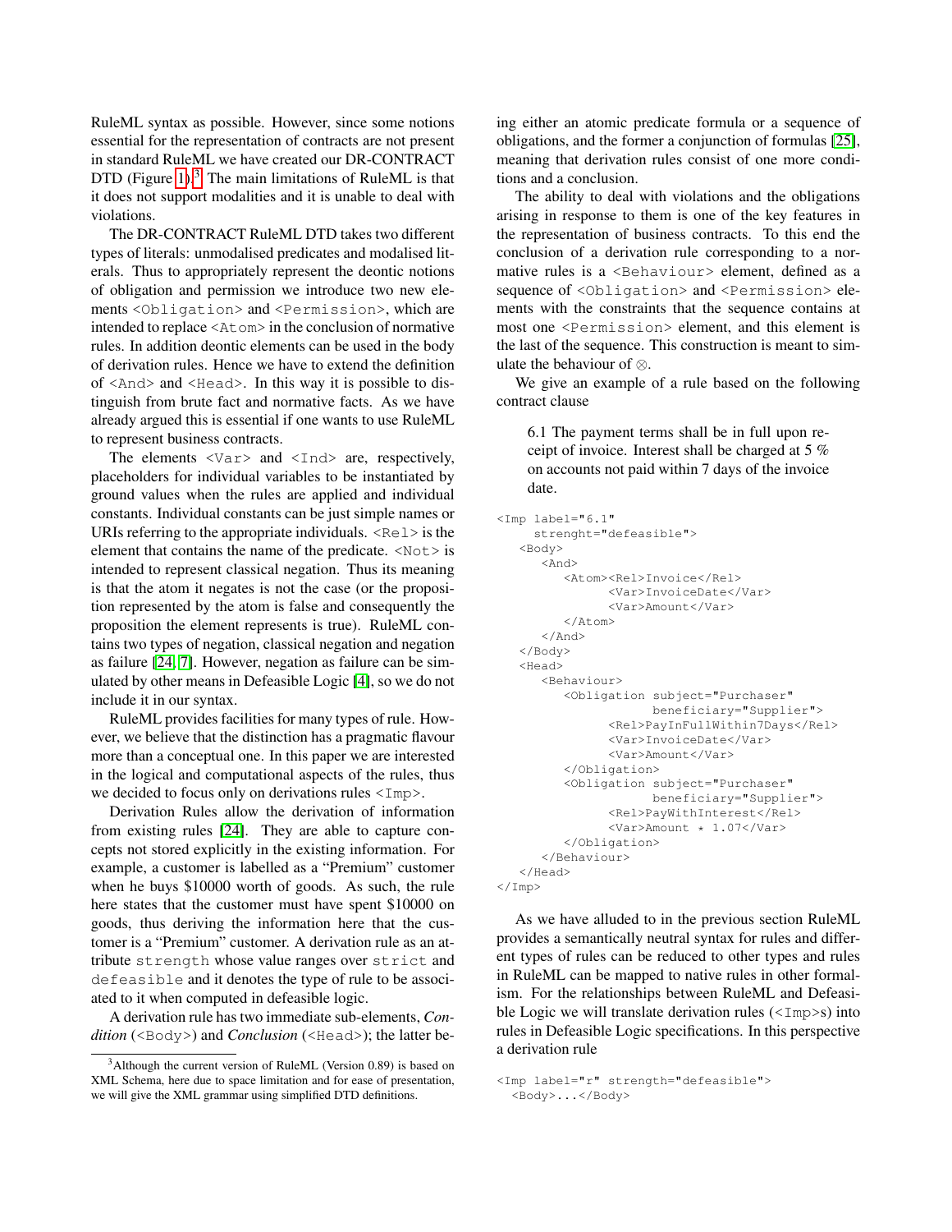RuleML syntax as possible. However, since some notions essential for the representation of contracts are not present in standard RuleML we have created our DR-CONTRACT DTD (Figure 1).[3] The main limitations of RuleML is that it does not support modalities and it is unable to deal with violations.

The DR-CONTRACT RuleML DTD takes two different types of literals: unmodalised predicates and modalised literals. Thus to appropriately represent the deontic notions of obligation and permission we introduce two new elements `<Obligation>` and `<Permission>`, which are intended to replace `<Atom>` in the conclusion of normative rules. In addition deontic elements can be used in the body of derivation rules. Hence we have to extend the definition of `<And>` and `<Head>`. In this way it is possible to distinguish from brute fact and normative facts. As we have already argued this is essential if one wants to use RuleML to represent business contracts.

The elements `<Var>` and `<Ind>` are, respectively, placeholders for individual variables to be instantiated by ground values when the rules are applied and individual constants. Individual constants can be just simple names or URIs referring to the appropriate individuals. `<Rel>` is the element that contains the name of the predicate. `<Not>` is intended to represent classical negation. Thus its meaning is that the atom it negates is not the case (or the proposition represented by the atom is false and consequently the proposition the element represents is true). RuleML contains two types of negation, classical negation and negation as failure [24, 7]. However, negation as failure can be simulated by other means in Defeasible Logic [4], so we do not include it in our syntax.

RuleML provides facilities for many types of rule. However, we believe that the distinction has a pragmatic flavour more than a conceptual one. In this paper we are interested in the logical and computational aspects of the rules, thus we decided to focus only on derivations rules `<Imp>`.

Derivation Rules allow the derivation of information from existing rules [24]. They are able to capture concepts not stored explicitly in the existing information. For example, a customer is labelled as a "Premium" customer when he buys $10000 worth of goods. As such, the rule here states that the customer must have spent $10000 on goods, thus deriving the information here that the customer is a "Premium" customer. A derivation rule as an attribute `strength` whose value ranges over `strict` and `defeasible` and it denotes the type of rule to be associated to it when computed in defeasible logic.

A derivation rule has two immediate sub-elements, *Condition* (`<Body>`) and *Conclusion* (`<Head>`); the latter being either an atomic predicate formula or a sequence of obligations, and the former a conjunction of formulas [25], meaning that derivation rules consist of one more conditions and a conclusion.

The ability to deal with violations and the obligations arising in response to them is one of the key features in the representation of business contracts. To this end the conclusion of a derivation rule corresponding to a normative rules is a `<Behaviour>` element, defined as a sequence of `<Obligation>` and `<Permission>` elements with the constraints that the sequence contains at most one `<Permission>` element, and this element is the last of the sequence. This construction is meant to simulate the behaviour of $\otimes$.

We give an example of a rule based on the following contract clause

> 6.1 The payment terms shall be in full upon receipt of invoice. Interest shall be charged at 5 % on accounts not paid within 7 days of the invoice date.

```
<Imp label="6.1"
     strenght="defeasible">
   <Body>
      <And>
         <Atom><Rel>Invoice</Rel>
               <Var>InvoiceDate</Var>
               <Var>Amount</Var>
         </Atom>
      </And>
   </Body>
   <Head>
      <Behaviour>
         <Obligation subject="Purchaser"
                     beneficiary="Supplier">
               <Rel>PayInFullWithin7Days</Rel>
               <Var>InvoiceDate</Var>
               <Var>Amount</Var>
         </Obligation>
         <Obligation subject="Purchaser"
                     beneficiary="Supplier">
               <Rel>PayWithInterest</Rel>
               <Var>Amount * 1.07</Var>
         </Obligation>
      </Behaviour>
   </Head>
</Imp>
```

As we have alluded to in the previous section RuleML provides a semantically neutral syntax for rules and different types of rules can be reduced to other types and rules in RuleML can be mapped to native rules in other formalism. For the relationships between RuleML and Defeasible Logic we will translate derivation rules (`<Imp>`s) into rules in Defeasible Logic specifications. In this perspective a derivation rule

```
<Imp label="r" strength="defeasible">
  <Body>...</Body>
```

[3] Although the current version of RuleML (Version 0.89) is based on XML Schema, here due to space limitation and for ease of presentation, we will give the XML grammar using simplified DTD definitions.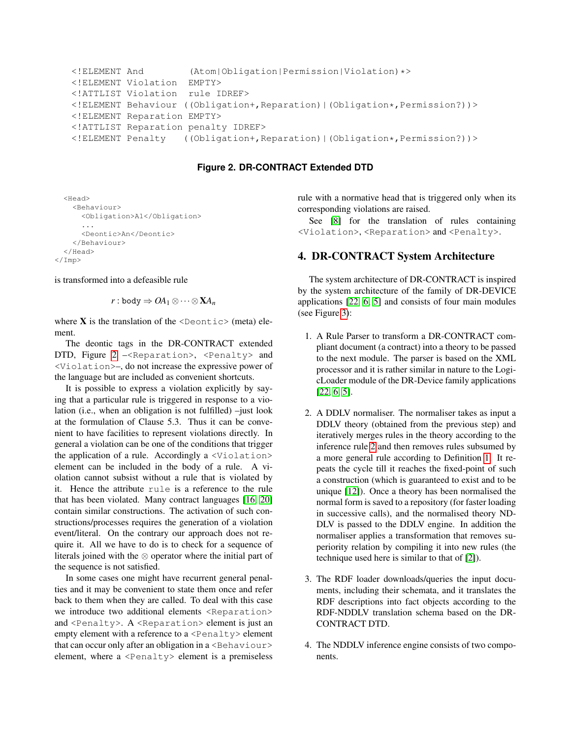```
<!ELEMENT And        (Atom|Obligation|Permission|Violation)*>
<!ELEMENT Violation  EMPTY>
<!ATTLIST Violation  rule IDREF>
<!ELEMENT Behaviour ((Obligation+,Reparation)|(Obligation*,Permission?))>
<!ELEMENT Reparation EMPTY>
<!ATTLIST Reparation penalty IDREF>
<!ELEMENT Penalty   ((Obligation+,Reparation)|(Obligation*,Permission?))>
```

**Figure 2. DR-CONTRACT Extended DTD**

```
  <Head>
    <Behaviour>
      <Obligation>A1</Obligation>
      ...
      <Deontic>An</Deontic>
    </Behaviour>
  </Head>
</Imp>
```

is transformed into a defeasible rule

$$r: \texttt{body} \Rightarrow OA_1 \otimes \cdots \otimes \mathbf{X}A_n$$

where $\mathbf{X}$ is the translation of the `<Deontic>` (meta) element.

The deontic tags in the DR-CONTRACT extended DTD, Figure 2 –`<Reparation>`, `<Penalty>` and `<Violation>`–, do not increase the expressive power of the language but are included as convenient shortcuts.

It is possible to express a violation explicitly by saying that a particular rule is triggered in response to a violation (i.e., when an obligation is not fulfilled) –just look at the formulation of Clause 5.3. Thus it can be convenient to have facilities to represent violations directly. In general a violation can be one of the conditions that trigger the application of a rule. Accordingly a `<Violation>` element can be included in the body of a rule. A violation cannot subsist without a rule that is violated by it. Hence the attribute `rule` is a reference to the rule that has been violated. Many contract languages [16, 20] contain similar constructions. The activation of such constructions/processes requires the generation of a violation event/literal. On the contrary our approach does not require it. All we have to do is to check for a sequence of literals joined with the $\otimes$ operator where the initial part of the sequence is not satisfied.

In some cases one might have recurrent general penalties and it may be convenient to state them once and refer back to them when they are called. To deal with this case we introduce two additional elements `<Reparation>` and `<Penalty>`. A `<Reparation>` element is just an empty element with a reference to a `<Penalty>` element that can occur only after an obligation in a `<Behaviour>` element, where a `<Penalty>` element is a premiseless rule with a normative head that is triggered only when its corresponding violations are raised.

See [8] for the translation of rules containing `<Violation>`, `<Reparation>` and `<Penalty>`.

## 4. DR-CONTRACT System Architecture

The system architecture of DR-CONTRACT is inspired by the system architecture of the family of DR-DEVICE applications [22, 6, 5] and consists of four main modules (see Figure 3):

1. A Rule Parser to transform a DR-CONTRACT compliant document (a contract) into a theory to be passed to the next module. The parser is based on the XML processor and it is rather similar in nature to the LogicLoader module of the DR-Device family applications [22, 6, 5].

2. A DDLV normaliser. The normaliser takes as input a DDLV theory (obtained from the previous step) and iteratively merges rules in the theory according to the inference rule 2 and then removes rules subsumed by a more general rule according to Definition 1. It repeats the cycle till it reaches the fixed-point of such a construction (which is guaranteed to exist and to be unique [12]). Once a theory has been normalised the normal form is saved to a repository (for faster loading in successive calls), and the normalised theory NDDLV is passed to the DDLV engine. In addition the normaliser applies a transformation that removes superiority relation by compiling it into new rules (the technique used here is similar to that of [2]).

3. The RDF loader downloads/queries the input documents, including their schemata, and it translates the RDF descriptions into fact objects according to the RDF-NDDLV translation schema based on the DR-CONTRACT DTD.

4. The NDDLV inference engine consists of two components.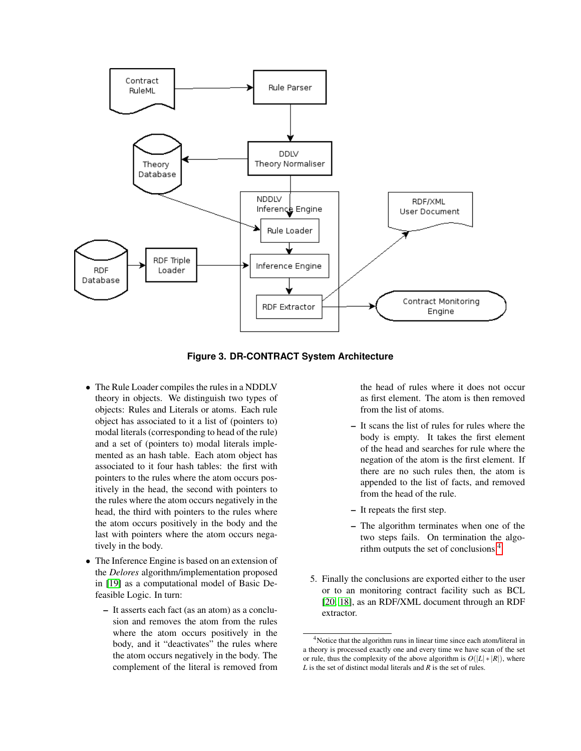Contract RuleML

Rule Parser

DDLV Theory Normaliser

Theory Database

NDDLV Inference Engine

Rule Loader

Inference Engine

RDF Extractor

RDF/XML User Document

RDF Database

RDF Triple Loader

Contract Monitoring Engine

**Figure 3. DR-CONTRACT System Architecture**

- The Rule Loader compiles the rules in a NDDLV theory in objects. We distinguish two types of objects: Rules and Literals or atoms. Each rule object has associated to it a list of (pointers to) modal literals (corresponding to head of the rule) and a set of (pointers to) modal literals implemented as an hash table. Each atom object has associated to it four hash tables: the first with pointers to the rules where the atom occurs positively in the head, the second with pointers to the rules where the atom occurs negatively in the head, the third with pointers to the rules where the atom occurs positively in the body and the last with pointers where the atom occurs negatively in the body.
- The Inference Engine is based on an extension of the *Delores* algorithm/implementation proposed in [19] as a computational model of Basic Defeasible Logic. In turn:
  - It asserts each fact (as an atom) as a conclusion and removes the atom from the rules where the atom occurs positively in the body, and it "deactivates" the rules where the atom occurs negatively in the body. The complement of the literal is removed from the head of rules where it does not occur as first element. The atom is then removed from the list of atoms.
  - It scans the list of rules for rules where the body is empty. It takes the first element of the head and searches for rule where the negation of the atom is the first element. If there are no such rules then, the atom is appended to the list of facts, and removed from the head of the rule.
  - It repeats the first step.
  - The algorithm terminates when one of the two steps fails. On termination the algorithm outputs the set of conclusions.[4]

5. Finally the conclusions are exported either to the user or to an monitoring contract facility such as BCL [20, 18], as an RDF/XML document through an RDF extractor.

[4] Notice that the algorithm runs in linear time since each atom/literal in a theory is processed exactly one and every time we have scan of the set or rule, thus the complexity of the above algorithm is $O(|L| * |R|)$, where $L$ is the set of distinct modal literals and $R$ is the set of rules.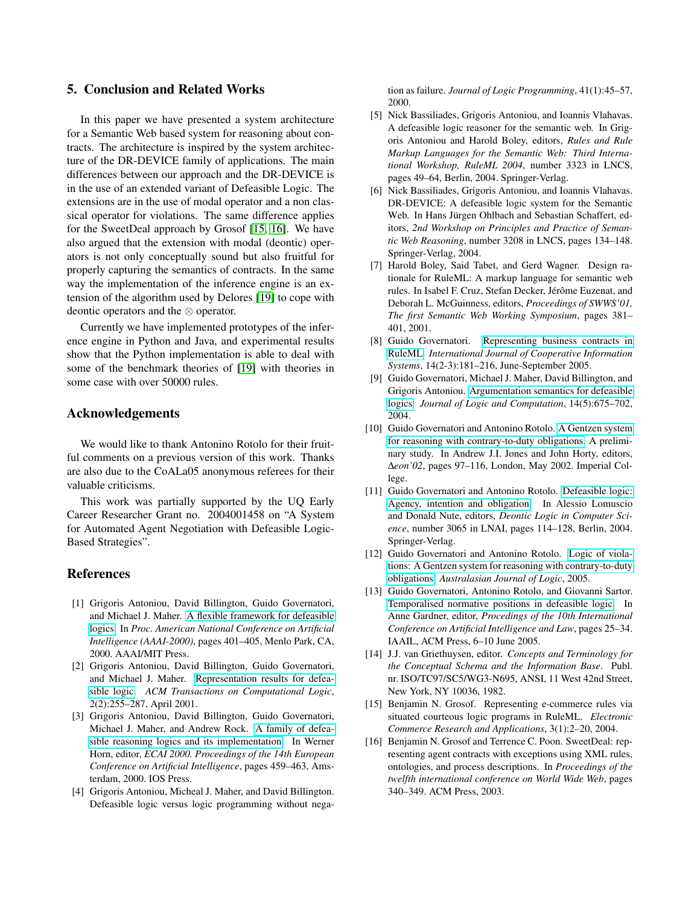## 5. Conclusion and Related Works

In this paper we have presented a system architecture for a Semantic Web based system for reasoning about contracts. The architecture is inspired by the system architecture of the DR-DEVICE family of applications. The main differences between our approach and the DR-DEVICE is in the use of an extended variant of Defeasible Logic. The extensions are in the use of modal operator and a non classical operator for violations. The same difference applies for the SweetDeal approach by Grosof [15, 16]. We have also argued that the extension with modal (deontic) operators is not only conceptually sound but also fruitful for properly capturing the semantics of contracts. In the same way the implementation of the inference engine is an extension of the algorithm used by Delores [19] to cope with deontic operators and the $\otimes$ operator.

Currently we have implemented prototypes of the inference engine in Python and Java, and experimental results show that the Python implementation is able to deal with some of the benchmark theories of [19] with theories in some case with over 50000 rules.

## Acknowledgements

We would like to thank Antonino Rotolo for their fruitful comments on a previous version of this work. Thanks are also due to the CoALa05 anonymous referees for their valuable criticisms.

This work was partially supported by the UQ Early Career Researcher Grant no. 2004001458 on "A System for Automated Agent Negotiation with Defeasible Logic-Based Strategies".

## References

[1] Grigoris Antoniou, David Billington, Guido Governatori, and Michael J. Maher. A flexible framework for defeasible logics. In *Proc. American National Conference on Artificial Intelligence (AAAI-2000)*, pages 401–405, Menlo Park, CA, 2000. AAAI/MIT Press.

[2] Grigoris Antoniou, David Billington, Guido Governatori, and Michael J. Maher. Representation results for defeasible logic. *ACM Transactions on Computational Logic*, 2(2):255–287, April 2001.

[3] Grigoris Antoniou, David Billington, Guido Governatori, Michael J. Maher, and Andrew Rock. A family of defeasible reasoning logics and its implementation. In Werner Horn, editor, *ECAI 2000. Proceedings of the 14th European Conference on Artificial Intelligence*, pages 459–463, Amsterdam, 2000. IOS Press.

[4] Grigoris Antoniou, Micheal J. Maher, and David Billington. Defeasible logic versus logic programming without negation as failure. *Journal of Logic Programming*, 41(1):45–57, 2000.

[5] Nick Bassiliades, Grigoris Antoniou, and Ioannis Vlahavas. A defeasible logic reasoner for the semantic web. In Grigoris Antoniou and Harold Boley, editors, *Rules and Rule Markup Languages for the Semantic Web: Third International Workshop, RuleML 2004*, number 3323 in LNCS, pages 49–64, Berlin, 2004. Springer-Verlag.

[6] Nick Bassiliades, Grigoris Antoniou, and Ioannis Vlahavas. DR-DEVICE: A defeasible logic system for the Semantic Web. In Hans Jürgen Ohlbach and Sebastian Schaffert, editors, *2nd Workshop on Principles and Practice of Semantic Web Reasoning*, number 3208 in LNCS, pages 134–148. Springer-Verlag, 2004.

[7] Harold Boley, Said Tabet, and Gerd Wagner. Design rationale for RuleML: A markup language for semantic web rules. In Isabel F. Cruz, Stefan Decker, Jérôme Euzenat, and Deborah L. McGuinness, editors, *Proceedings of SWWS'01, The first Semantic Web Working Symposium*, pages 381–401, 2001.

[8] Guido Governatori. Representing business contracts in RuleML. *International Journal of Cooperative Information Systems*, 14(2-3):181–216, June-September 2005.

[9] Guido Governatori, Michael J. Maher, David Billington, and Grigoris Antoniou. Argumentation semantics for defeasible logics. *Journal of Logic and Computation*, 14(5):675–702, 2004.

[10] Guido Governatori and Antonino Rotolo. A Gentzen system for reasoning with contrary-to-duty obligations. A preliminary study. In Andrew J.I. Jones and John Horty, editors, *∆eon'02*, pages 97–116, London, May 2002. Imperial College.

[11] Guido Governatori and Antonino Rotolo. Defeasible logic: Agency, intention and obligation. In Alessio Lomuscio and Donald Nute, editors, *Deontic Logic in Computer Science*, number 3065 in LNAI, pages 114–128, Berlin, 2004. Springer-Verlag.

[12] Guido Governatori and Antonino Rotolo. Logic of violations: A Gentzen system for reasoning with contrary-to-duty obligations. *Australasian Journal of Logic*, 2005.

[13] Guido Governatori, Antonino Rotolo, and Giovanni Sartor. Temporalised normative positions in defeasible logic. In Anne Gardner, editor, *Procedings of the 10th International Conference on Artificial Intelligence and Law*, pages 25–34. IAAIL, ACM Press, 6–10 June 2005.

[14] J.J. van Griethuysen, editor. *Concepts and Terminology for the Conceptual Schema and the Information Base*. Publ. nr. ISO/TC97/SC5/WG3-N695, ANSI, 11 West 42nd Street, New York, NY 10036, 1982.

[15] Benjamin N. Grosof. Representing e-commerce rules via situated courteous logic programs in RuleML. *Electronic Commerce Research and Applications*, 3(1):2–20, 2004.

[16] Benjamin N. Grosof and Terrence C. Poon. SweetDeal: representing agent contracts with exceptions using XML rules, ontologies, and process descriptions. In *Proceedings of the twelfth international conference on World Wide Web*, pages 340–349. ACM Press, 2003.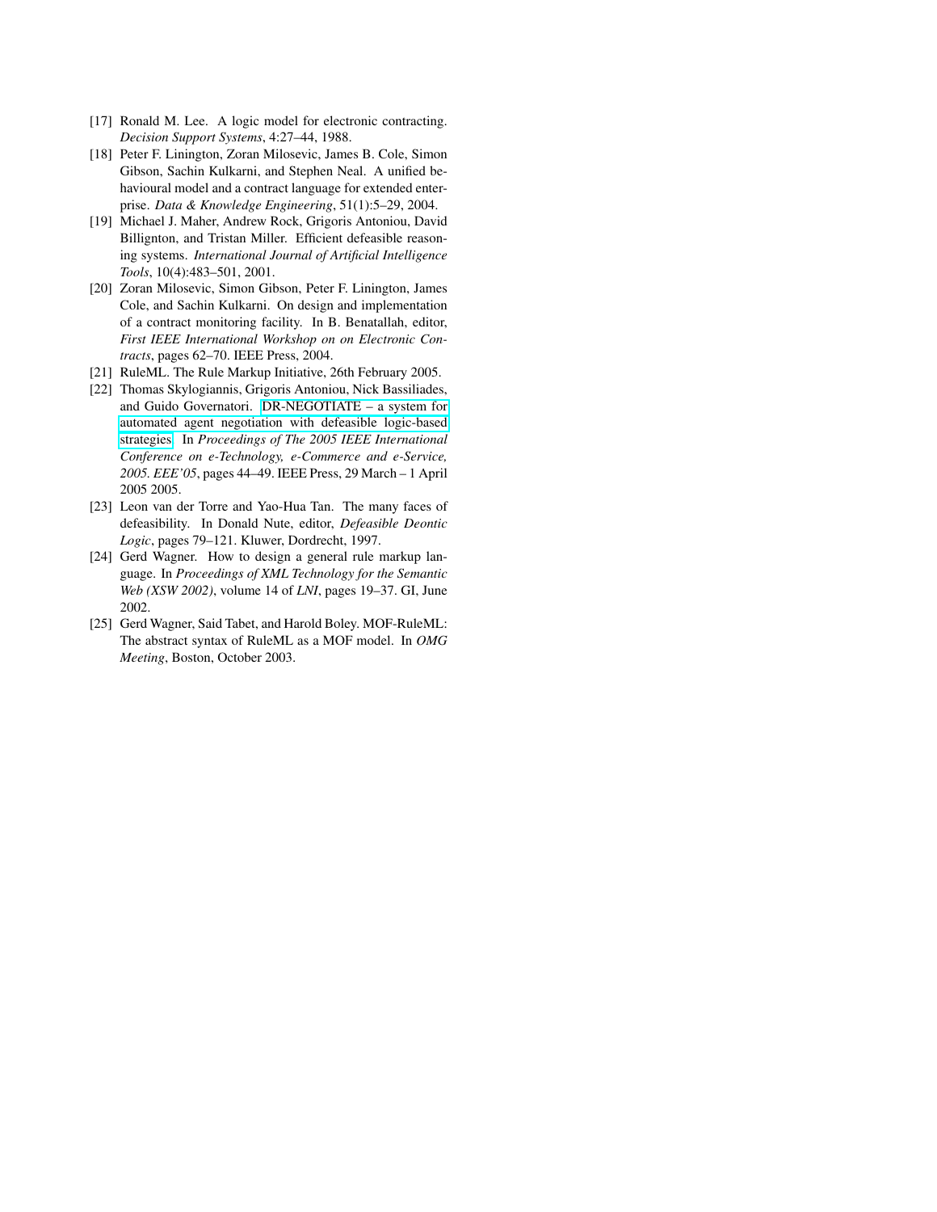[17] Ronald M. Lee. A logic model for electronic contracting. *Decision Support Systems*, 4:27–44, 1988.

[18] Peter F. Linington, Zoran Milosevic, James B. Cole, Simon Gibson, Sachin Kulkarni, and Stephen Neal. A unified behavioural model and a contract language for extended enterprise. *Data & Knowledge Engineering*, 51(1):5–29, 2004.

[19] Michael J. Maher, Andrew Rock, Grigoris Antoniou, David Billignton, and Tristan Miller. Efficient defeasible reasoning systems. *International Journal of Artificial Intelligence Tools*, 10(4):483–501, 2001.

[20] Zoran Milosevic, Simon Gibson, Peter F. Linington, James Cole, and Sachin Kulkarni. On design and implementation of a contract monitoring facility. In B. Benatallah, editor, *First IEEE International Workshop on on Electronic Contracts*, pages 62–70. IEEE Press, 2004.

[21] RuleML. The Rule Markup Initiative, 26th February 2005.

[22] Thomas Skylogiannis, Grigoris Antoniou, Nick Bassiliades, and Guido Governatori. DR-NEGOTIATE – a system for automated agent negotiation with defeasible logic-based strategies. In *Proceedings of The 2005 IEEE International Conference on e-Technology, e-Commerce and e-Service, 2005. EEE'05*, pages 44–49. IEEE Press, 29 March – 1 April 2005 2005.

[23] Leon van der Torre and Yao-Hua Tan. The many faces of defeasibility. In Donald Nute, editor, *Defeasible Deontic Logic*, pages 79–121. Kluwer, Dordrecht, 1997.

[24] Gerd Wagner. How to design a general rule markup language. In *Proceedings of XML Technology for the Semantic Web (XSW 2002)*, volume 14 of *LNI*, pages 19–37. GI, June 2002.

[25] Gerd Wagner, Said Tabet, and Harold Boley. MOF-RuleML: The abstract syntax of RuleML as a MOF model. In *OMG Meeting*, Boston, October 2003.